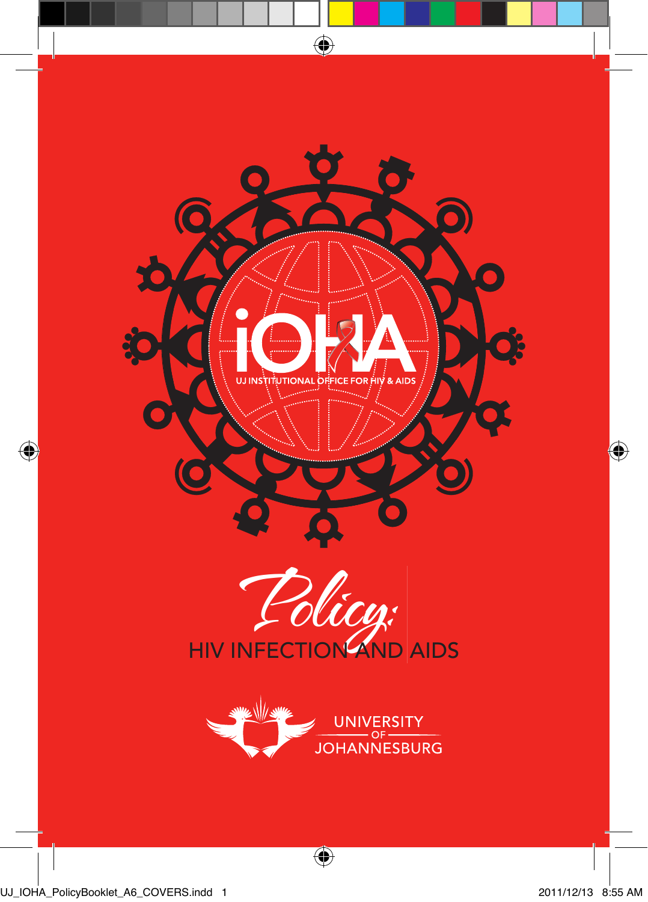iOHA

UJ INSTITUTIONAL OFFICE FOR HIV & AIDS

# *Policy:*

## HIV INFECTION AND AIDS

UNIVERSITY OF JOHANNESBURG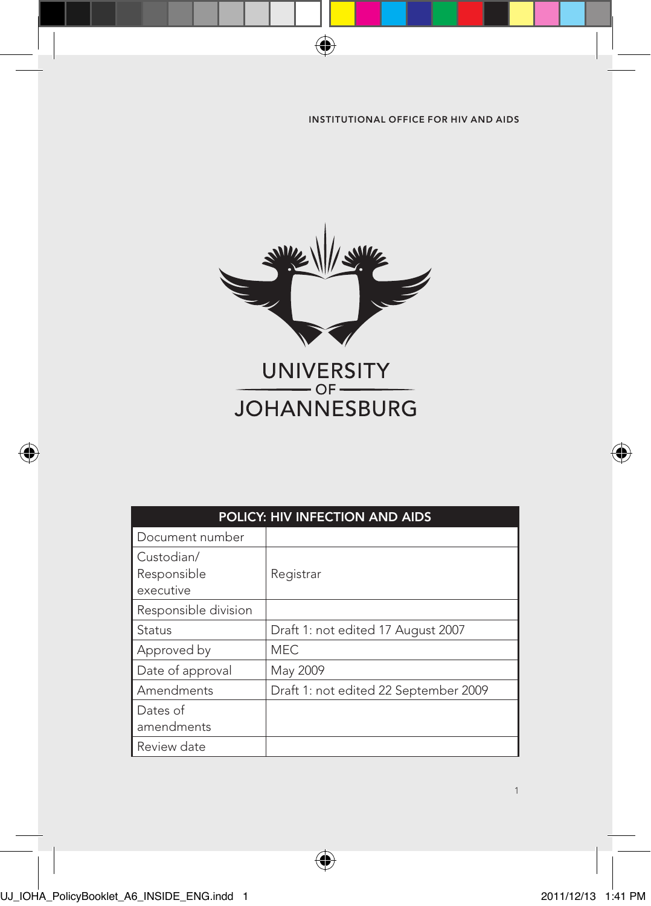INSTITUTIONAL OFFICE FOR HIV AND AIDS

UNIVERSITY OF JOHANNESBURG

| POLICY: HIV INFECTION AND AIDS | |
| --- | --- |
| Document number | |
| Custodian/ Responsible executive | Registrar |
| Responsible division | |
| Status | Draft 1: not edited 17 August 2007 |
| Approved by | MEC |
| Date of approval | May 2009 |
| Amendments | Draft 1: not edited 22 September 2009 |
| Dates of amendments | |
| Review date | |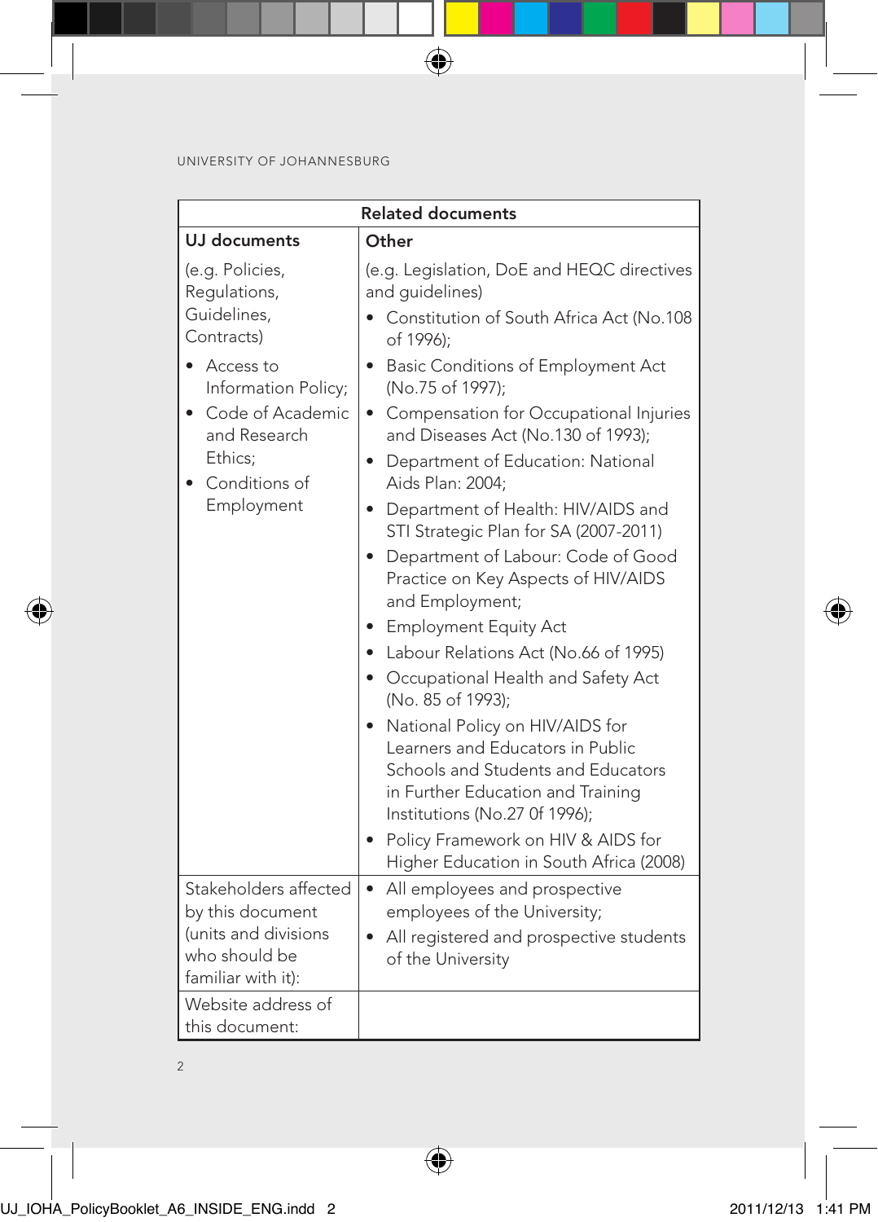| Related documents | |
|---|---|
| **UJ documents**<br><br>(e.g. Policies, Regulations, Guidelines, Contracts)<br><br>• Access to Information Policy;<br>• Code of Academic and Research Ethics;<br>• Conditions of Employment | **Other**<br><br>(e.g. Legislation, DoE and HEQC directives and guidelines)<br><br>• Constitution of South Africa Act (No.108 of 1996);<br>• Basic Conditions of Employment Act (No.75 of 1997);<br>• Compensation for Occupational Injuries and Diseases Act (No.130 of 1993);<br>• Department of Education: National Aids Plan: 2004;<br>• Department of Health: HIV/AIDS and STI Strategic Plan for SA (2007-2011)<br>• Department of Labour: Code of Good Practice on Key Aspects of HIV/AIDS and Employment;<br>• Employment Equity Act<br>• Labour Relations Act (No.66 of 1995)<br>• Occupational Health and Safety Act (No. 85 of 1993);<br>• National Policy on HIV/AIDS for Learners and Educators in Public Schools and Students and Educators in Further Education and Training Institutions (No.27 0f 1996);<br>• Policy Framework on HIV & AIDS for Higher Education in South Africa (2008) |
| Stakeholders affected by this document (units and divisions who should be familiar with it): | • All employees and prospective employees of the University;<br>• All registered and prospective students of the University |
| Website address of this document: | |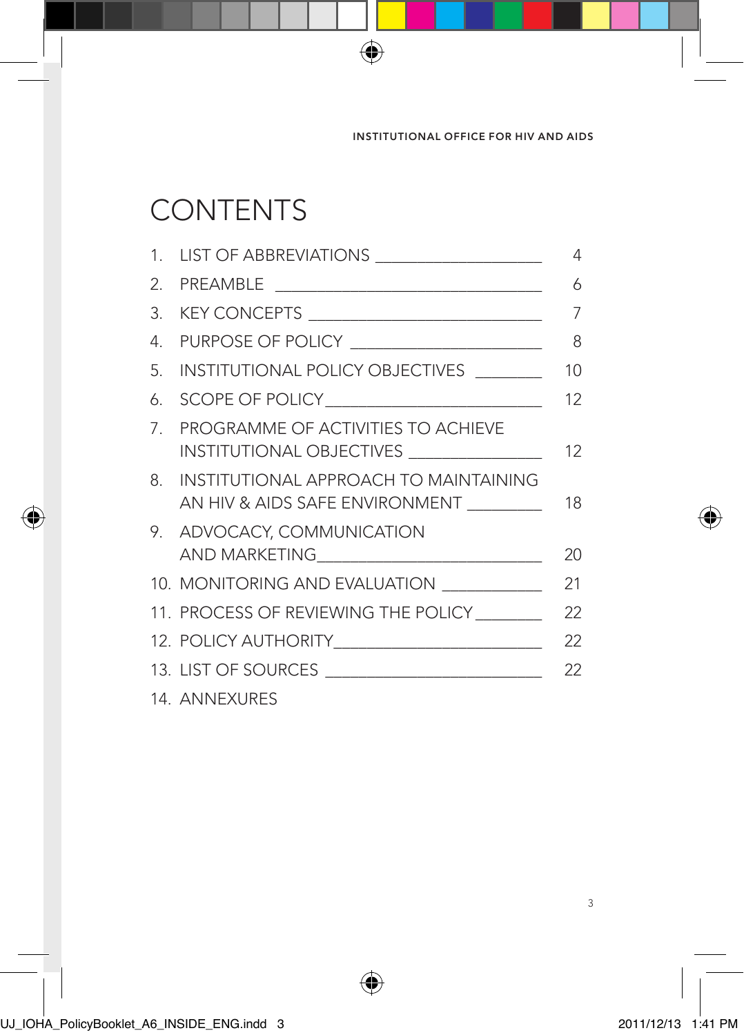# CONTENTS

| | | |
|---|---|---|
| 1. | LIST OF ABBREVIATIONS | 4 |
| 2. | PREAMBLE | 6 |
| 3. | KEY CONCEPTS | 7 |
| 4. | PURPOSE OF POLICY | 8 |
| 5. | INSTITUTIONAL POLICY OBJECTIVES | 10 |
| 6. | SCOPE OF POLICY | 12 |
| 7. | PROGRAMME OF ACTIVITIES TO ACHIEVE INSTITUTIONAL OBJECTIVES | 12 |
| 8. | INSTITUTIONAL APPROACH TO MAINTAINING AN HIV & AIDS SAFE ENVIRONMENT | 18 |
| 9. | ADVOCACY, COMMUNICATION AND MARKETING | 20 |
| 10. | MONITORING AND EVALUATION | 21 |
| 11. | PROCESS OF REVIEWING THE POLICY | 22 |
| 12. | POLICY AUTHORITY | 22 |
| 13. | LIST OF SOURCES | 22 |
| 14. | ANNEXURES | |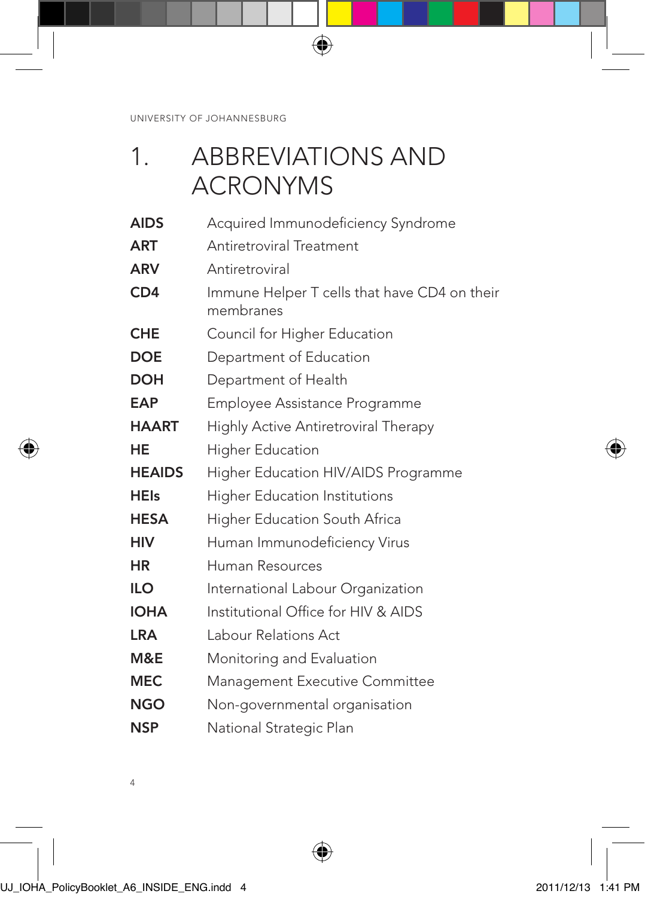# 1. ABBREVIATIONS AND ACRONYMS

| | |
|---|---|
| **AIDS** | Acquired Immunodeficiency Syndrome |
| **ART** | Antiretroviral Treatment |
| **ARV** | Antiretroviral |
| **CD4** | Immune Helper T cells that have CD4 on their membranes |
| **CHE** | Council for Higher Education |
| **DOE** | Department of Education |
| **DOH** | Department of Health |
| **EAP** | Employee Assistance Programme |
| **HAART** | Highly Active Antiretroviral Therapy |
| **HE** | Higher Education |
| **HEAIDS** | Higher Education HIV/AIDS Programme |
| **HEIs** | Higher Education Institutions |
| **HESA** | Higher Education South Africa |
| **HIV** | Human Immunodeficiency Virus |
| **HR** | Human Resources |
| **ILO** | International Labour Organization |
| **IOHA** | Institutional Office for HIV & AIDS |
| **LRA** | Labour Relations Act |
| **M&E** | Monitoring and Evaluation |
| **MEC** | Management Executive Committee |
| **NGO** | Non-governmental organisation |
| **NSP** | National Strategic Plan |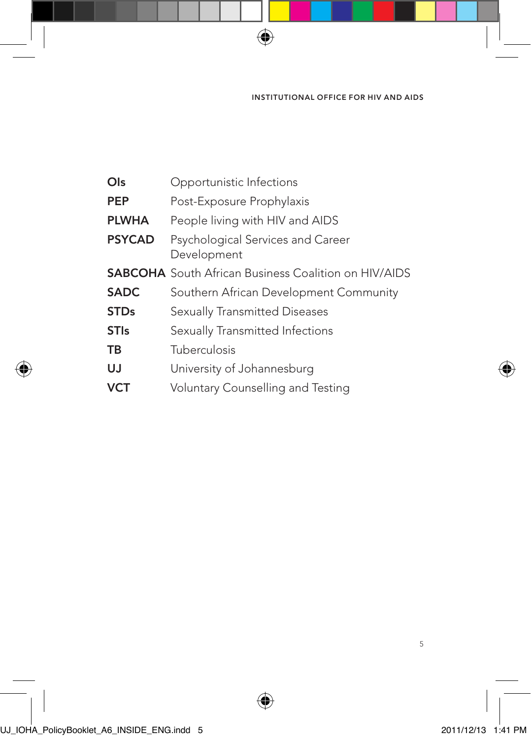| | |
|---|---|
| **OIs** | Opportunistic Infections |
| **PEP** | Post-Exposure Prophylaxis |
| **PLWHA** | People living with HIV and AIDS |
| **PSYCAD** | Psychological Services and Career Development |
| **SABCOHA** | South African Business Coalition on HIV/AIDS |
| **SADC** | Southern African Development Community |
| **STDs** | Sexually Transmitted Diseases |
| **STIs** | Sexually Transmitted Infections |
| **TB** | Tuberculosis |
| **UJ** | University of Johannesburg |
| **VCT** | Voluntary Counselling and Testing |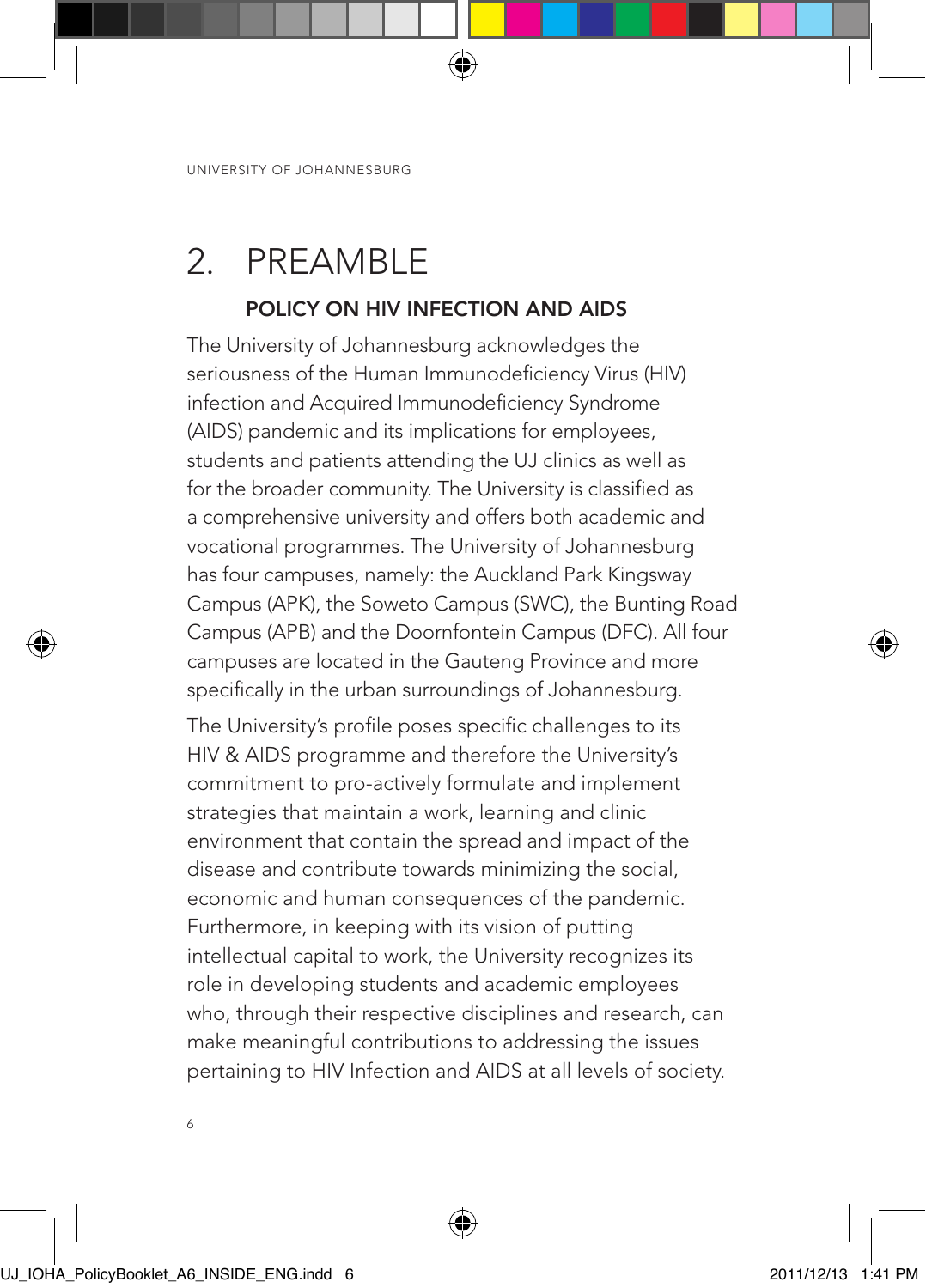# 2. PREAMBLE

## POLICY ON HIV INFECTION AND AIDS

The University of Johannesburg acknowledges the seriousness of the Human Immunodeficiency Virus (HIV) infection and Acquired Immunodeficiency Syndrome (AIDS) pandemic and its implications for employees, students and patients attending the UJ clinics as well as for the broader community. The University is classified as a comprehensive university and offers both academic and vocational programmes. The University of Johannesburg has four campuses, namely: the Auckland Park Kingsway Campus (APK), the Soweto Campus (SWC), the Bunting Road Campus (APB) and the Doornfontein Campus (DFC). All four campuses are located in the Gauteng Province and more specifically in the urban surroundings of Johannesburg.

The University's profile poses specific challenges to its HIV & AIDS programme and therefore the University's commitment to pro-actively formulate and implement strategies that maintain a work, learning and clinic environment that contain the spread and impact of the disease and contribute towards minimizing the social, economic and human consequences of the pandemic. Furthermore, in keeping with its vision of putting intellectual capital to work, the University recognizes its role in developing students and academic employees who, through their respective disciplines and research, can make meaningful contributions to addressing the issues pertaining to HIV Infection and AIDS at all levels of society.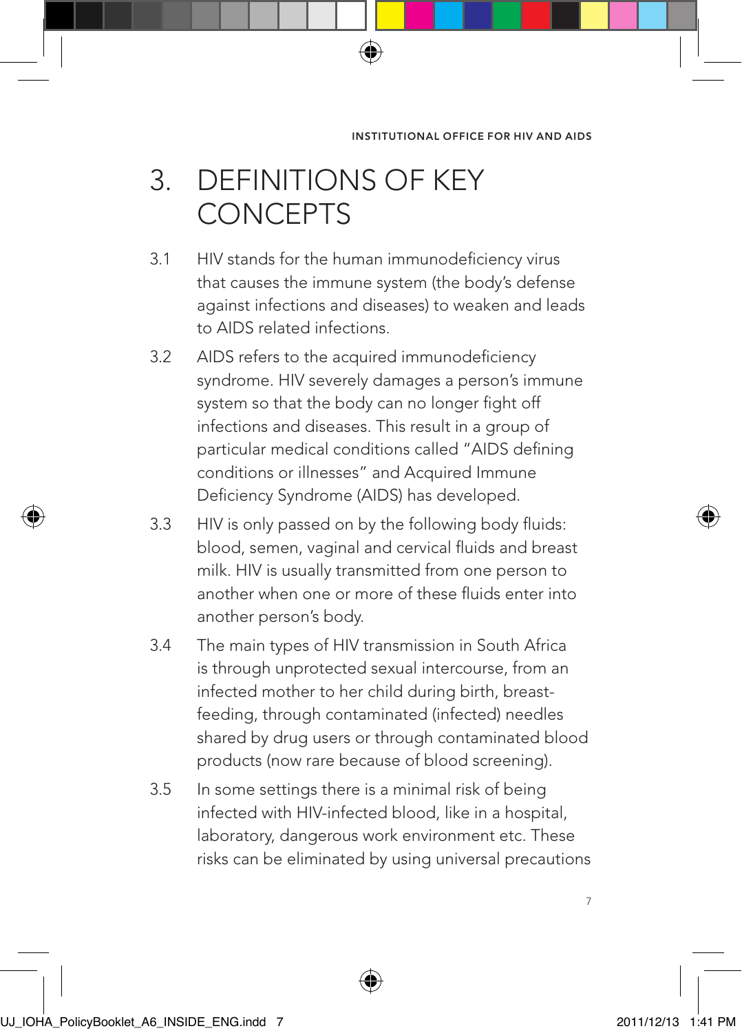# 3. DEFINITIONS OF KEY CONCEPTS

3.1 HIV stands for the human immunodeficiency virus that causes the immune system (the body's defense against infections and diseases) to weaken and leads to AIDS related infections.

3.2 AIDS refers to the acquired immunodeficiency syndrome. HIV severely damages a person's immune system so that the body can no longer fight off infections and diseases. This result in a group of particular medical conditions called "AIDS defining conditions or illnesses" and Acquired Immune Deficiency Syndrome (AIDS) has developed.

3.3 HIV is only passed on by the following body fluids: blood, semen, vaginal and cervical fluids and breast milk. HIV is usually transmitted from one person to another when one or more of these fluids enter into another person's body.

3.4 The main types of HIV transmission in South Africa is through unprotected sexual intercourse, from an infected mother to her child during birth, breast-feeding, through contaminated (infected) needles shared by drug users or through contaminated blood products (now rare because of blood screening).

3.5 In some settings there is a minimal risk of being infected with HIV-infected blood, like in a hospital, laboratory, dangerous work environment etc. These risks can be eliminated by using universal precautions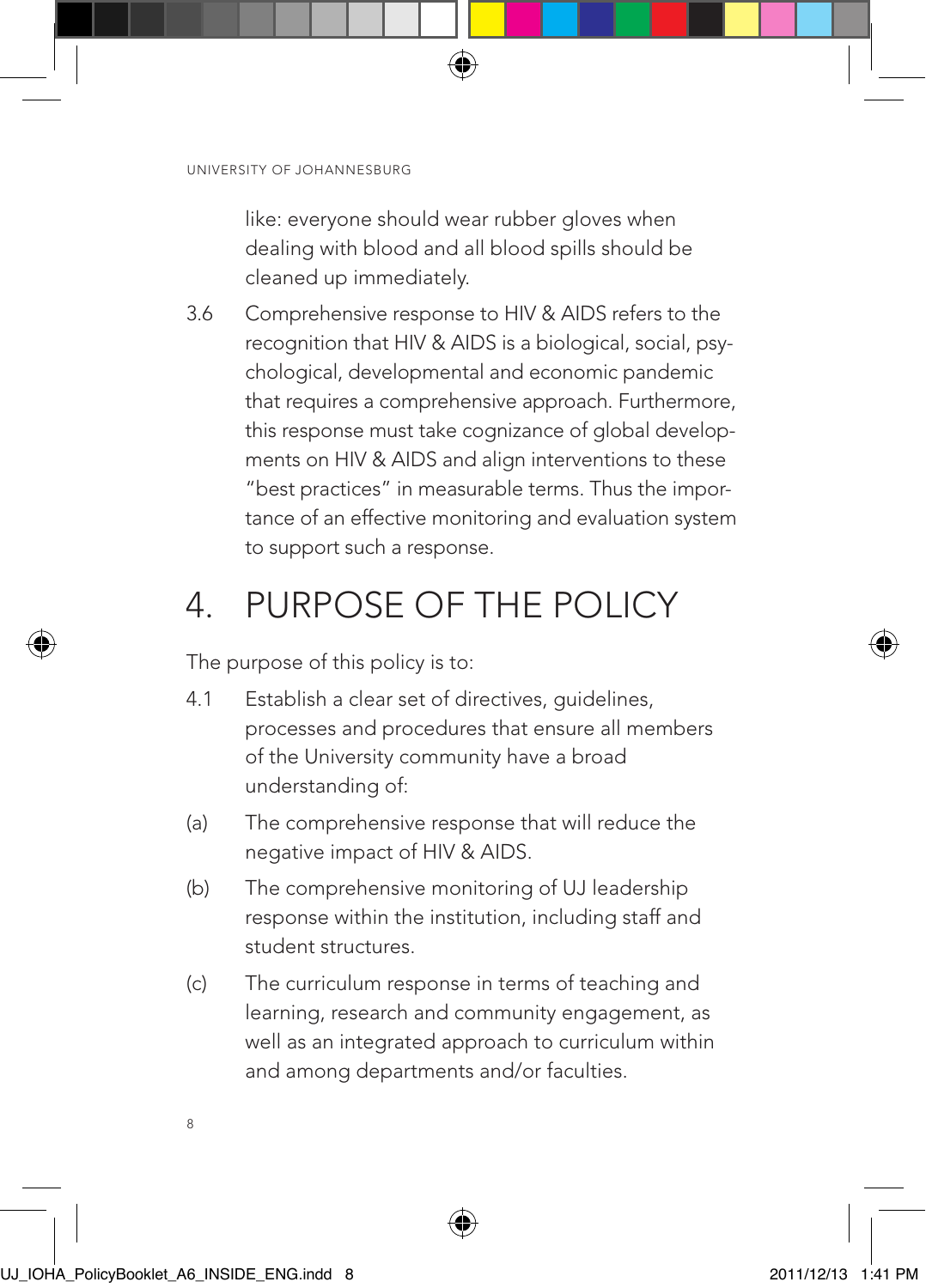like: everyone should wear rubber gloves when dealing with blood and all blood spills should be cleaned up immediately.

3.6 Comprehensive response to HIV & AIDS refers to the recognition that HIV & AIDS is a biological, social, psychological, developmental and economic pandemic that requires a comprehensive approach. Furthermore, this response must take cognizance of global developments on HIV & AIDS and align interventions to these "best practices" in measurable terms. Thus the importance of an effective monitoring and evaluation system to support such a response.

# 4. PURPOSE OF THE POLICY

The purpose of this policy is to:

4.1 Establish a clear set of directives, guidelines, processes and procedures that ensure all members of the University community have a broad understanding of:

(a) The comprehensive response that will reduce the negative impact of HIV & AIDS.

(b) The comprehensive monitoring of UJ leadership response within the institution, including staff and student structures.

(c) The curriculum response in terms of teaching and learning, research and community engagement, as well as an integrated approach to curriculum within and among departments and/or faculties.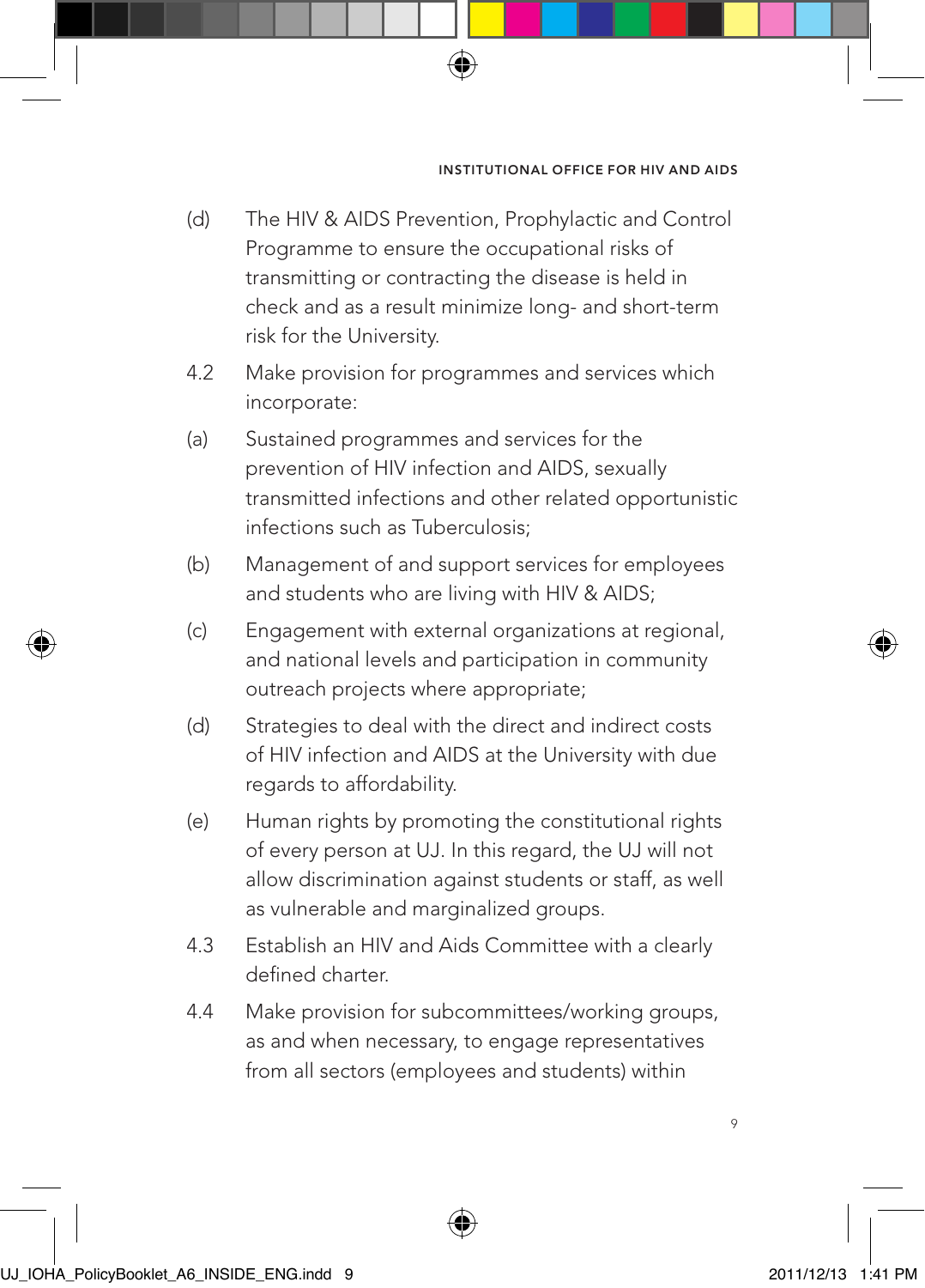(d) The HIV & AIDS Prevention, Prophylactic and Control Programme to ensure the occupational risks of transmitting or contracting the disease is held in check and as a result minimize long- and short-term risk for the University.

4.2 Make provision for programmes and services which incorporate:

(a) Sustained programmes and services for the prevention of HIV infection and AIDS, sexually transmitted infections and other related opportunistic infections such as Tuberculosis;

(b) Management of and support services for employees and students who are living with HIV & AIDS;

(c) Engagement with external organizations at regional, and national levels and participation in community outreach projects where appropriate;

(d) Strategies to deal with the direct and indirect costs of HIV infection and AIDS at the University with due regards to affordability.

(e) Human rights by promoting the constitutional rights of every person at UJ. In this regard, the UJ will not allow discrimination against students or staff, as well as vulnerable and marginalized groups.

4.3 Establish an HIV and Aids Committee with a clearly defined charter.

4.4 Make provision for subcommittees/working groups, as and when necessary, to engage representatives from all sectors (employees and students) within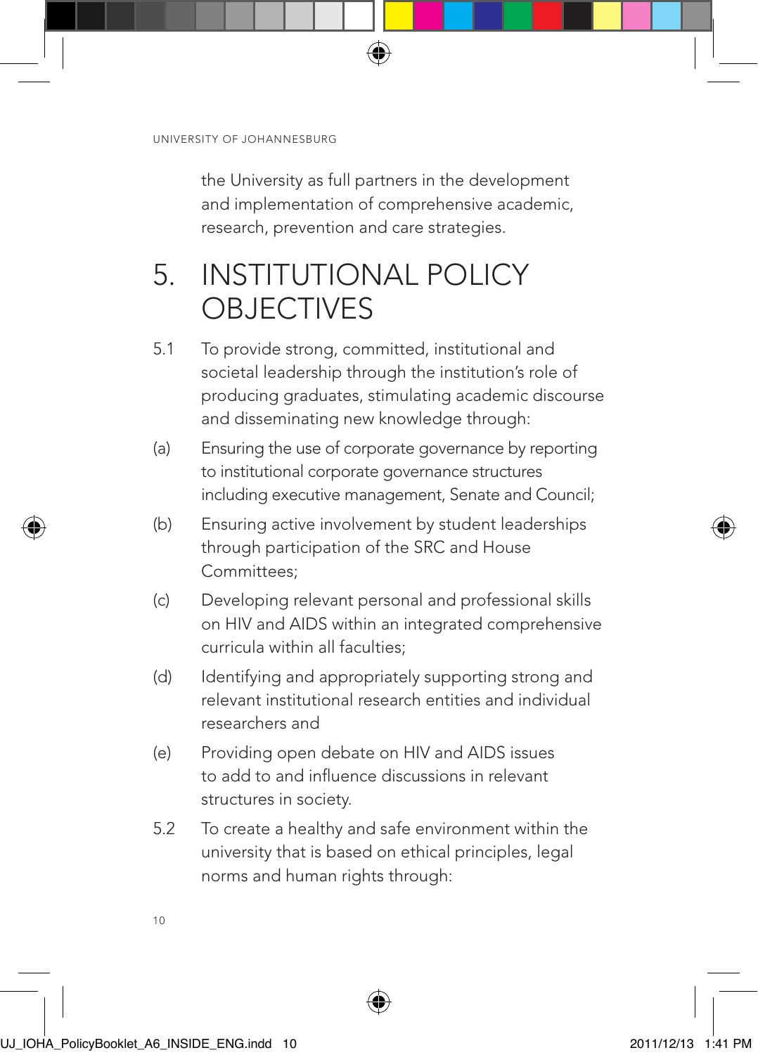the University as full partners in the development and implementation of comprehensive academic, research, prevention and care strategies.

# 5. INSTITUTIONAL POLICY OBJECTIVES

5.1 To provide strong, committed, institutional and societal leadership through the institution's role of producing graduates, stimulating academic discourse and disseminating new knowledge through:

(a) Ensuring the use of corporate governance by reporting to institutional corporate governance structures including executive management, Senate and Council;

(b) Ensuring active involvement by student leaderships through participation of the SRC and House Committees;

(c) Developing relevant personal and professional skills on HIV and AIDS within an integrated comprehensive curricula within all faculties;

(d) Identifying and appropriately supporting strong and relevant institutional research entities and individual researchers and

(e) Providing open debate on HIV and AIDS issues to add to and influence discussions in relevant structures in society.

5.2 To create a healthy and safe environment within the university that is based on ethical principles, legal norms and human rights through: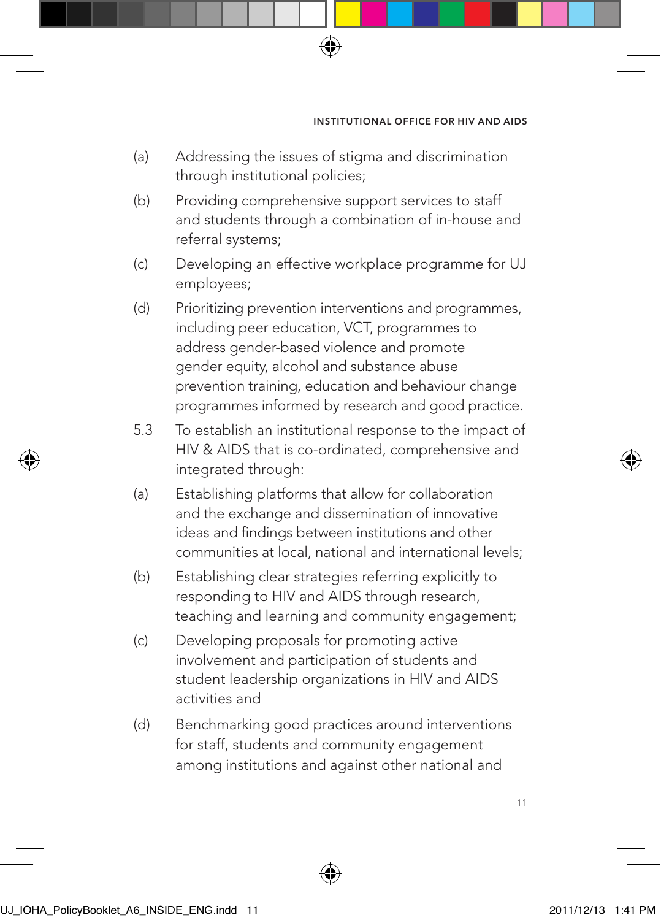(a) Addressing the issues of stigma and discrimination through institutional policies;

(b) Providing comprehensive support services to staff and students through a combination of in-house and referral systems;

(c) Developing an effective workplace programme for UJ employees;

(d) Prioritizing prevention interventions and programmes, including peer education, VCT, programmes to address gender-based violence and promote gender equity, alcohol and substance abuse prevention training, education and behaviour change programmes informed by research and good practice.

5.3 To establish an institutional response to the impact of HIV & AIDS that is co-ordinated, comprehensive and integrated through:

(a) Establishing platforms that allow for collaboration and the exchange and dissemination of innovative ideas and findings between institutions and other communities at local, national and international levels;

(b) Establishing clear strategies referring explicitly to responding to HIV and AIDS through research, teaching and learning and community engagement;

(c) Developing proposals for promoting active involvement and participation of students and student leadership organizations in HIV and AIDS activities and

(d) Benchmarking good practices around interventions for staff, students and community engagement among institutions and against other national and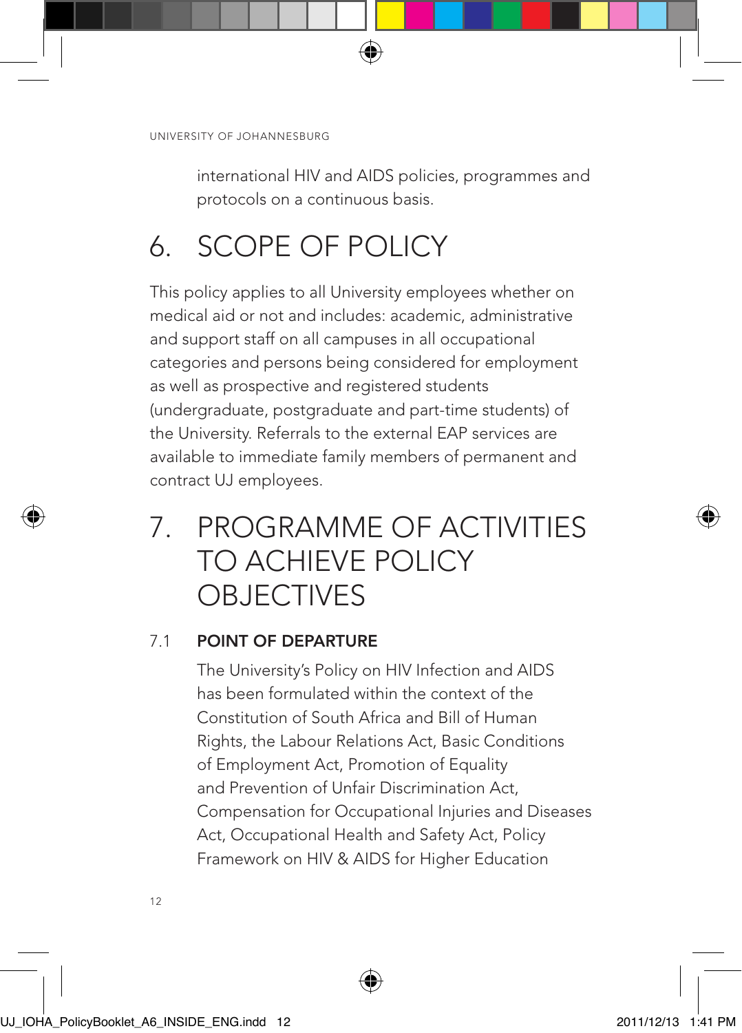international HIV and AIDS policies, programmes and protocols on a continuous basis.

# 6. SCOPE OF POLICY

This policy applies to all University employees whether on medical aid or not and includes: academic, administrative and support staff on all campuses in all occupational categories and persons being considered for employment as well as prospective and registered students (undergraduate, postgraduate and part-time students) of the University. Referrals to the external EAP services are available to immediate family members of permanent and contract UJ employees.

# 7. PROGRAMME OF ACTIVITIES TO ACHIEVE POLICY OBJECTIVES

## 7.1 POINT OF DEPARTURE

The University's Policy on HIV Infection and AIDS has been formulated within the context of the Constitution of South Africa and Bill of Human Rights, the Labour Relations Act, Basic Conditions of Employment Act, Promotion of Equality and Prevention of Unfair Discrimination Act, Compensation for Occupational Injuries and Diseases Act, Occupational Health and Safety Act, Policy Framework on HIV & AIDS for Higher Education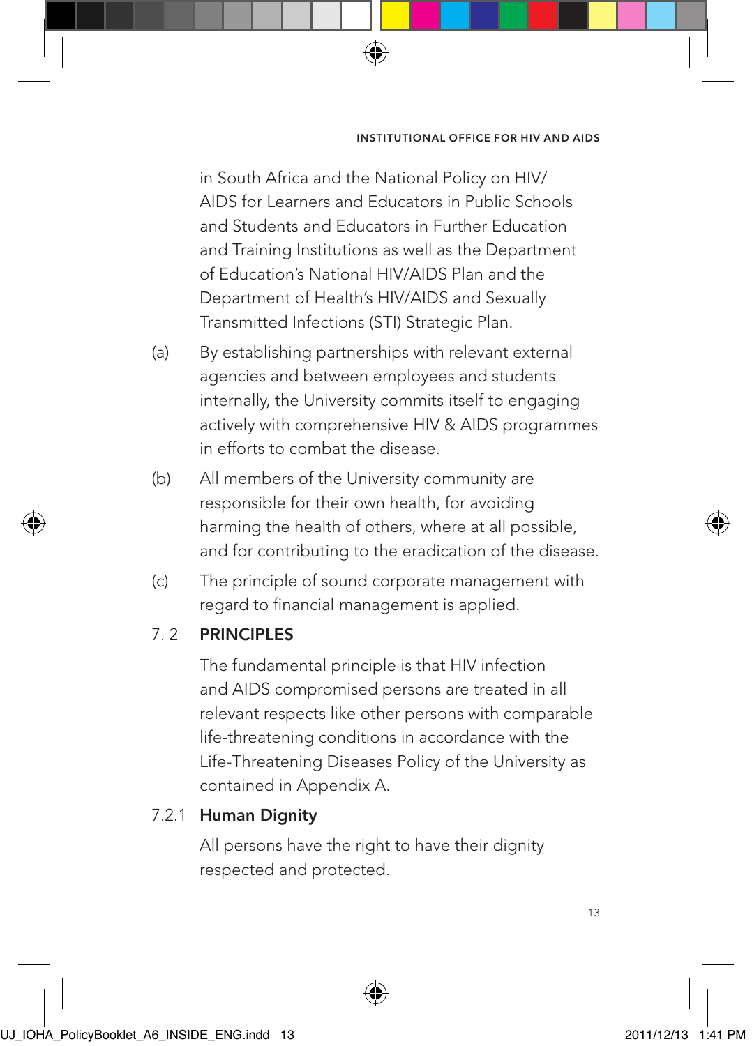in South Africa and the National Policy on HIV/AIDS for Learners and Educators in Public Schools and Students and Educators in Further Education and Training Institutions as well as the Department of Education's National HIV/AIDS Plan and the Department of Health's HIV/AIDS and Sexually Transmitted Infections (STI) Strategic Plan.

(a) By establishing partnerships with relevant external agencies and between employees and students internally, the University commits itself to engaging actively with comprehensive HIV & AIDS programmes in efforts to combat the disease.

(b) All members of the University community are responsible for their own health, for avoiding harming the health of others, where at all possible, and for contributing to the eradication of the disease.

(c) The principle of sound corporate management with regard to financial management is applied.

## 7. 2 PRINCIPLES

The fundamental principle is that HIV infection and AIDS compromised persons are treated in all relevant respects like other persons with comparable life-threatening conditions in accordance with the Life-Threatening Diseases Policy of the University as contained in Appendix A.

### 7.2.1 Human Dignity

All persons have the right to have their dignity respected and protected.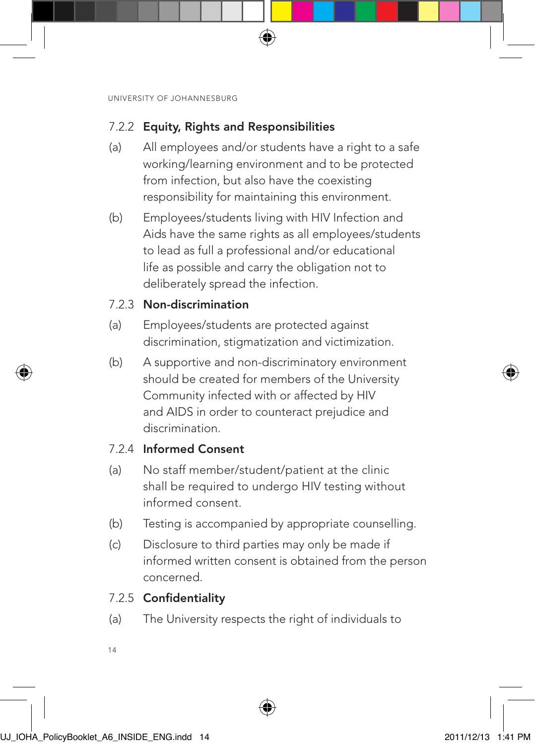### 7.2.2 Equity, Rights and Responsibilities

(a) All employees and/or students have a right to a safe working/learning environment and to be protected from infection, but also have the coexisting responsibility for maintaining this environment.

(b) Employees/students living with HIV Infection and Aids have the same rights as all employees/students to lead as full a professional and/or educational life as possible and carry the obligation not to deliberately spread the infection.

### 7.2.3 Non-discrimination

(a) Employees/students are protected against discrimination, stigmatization and victimization.

(b) A supportive and non-discriminatory environment should be created for members of the University Community infected with or affected by HIV and AIDS in order to counteract prejudice and discrimination.

### 7.2.4 Informed Consent

(a) No staff member/student/patient at the clinic shall be required to undergo HIV testing without informed consent.

(b) Testing is accompanied by appropriate counselling.

(c) Disclosure to third parties may only be made if informed written consent is obtained from the person concerned.

### 7.2.5 Confidentiality

(a) The University respects the right of individuals to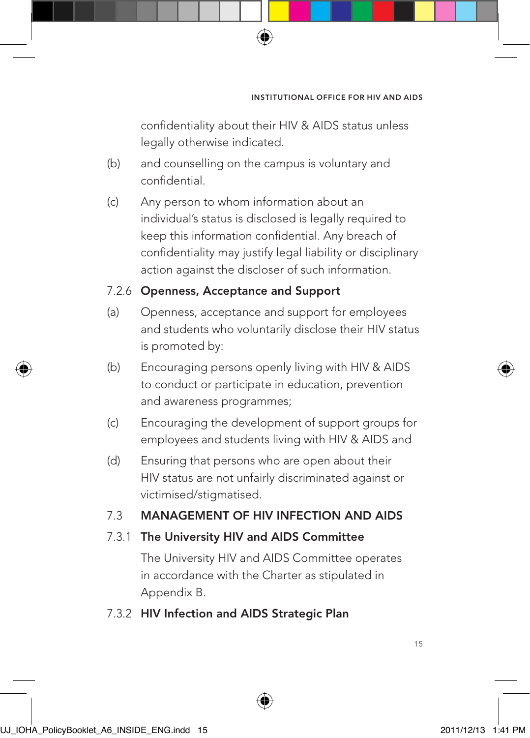confidentiality about their HIV & AIDS status unless legally otherwise indicated.

(b) and counselling on the campus is voluntary and confidential.

(c) Any person to whom information about an individual's status is disclosed is legally required to keep this information confidential. Any breach of confidentiality may justify legal liability or disciplinary action against the discloser of such information.

7.2.6 **Openness, Acceptance and Support**

(a) Openness, acceptance and support for employees and students who voluntarily disclose their HIV status is promoted by:

(b) Encouraging persons openly living with HIV & AIDS to conduct or participate in education, prevention and awareness programmes;

(c) Encouraging the development of support groups for employees and students living with HIV & AIDS and

(d) Ensuring that persons who are open about their HIV status are not unfairly discriminated against or victimised/stigmatised.

## 7.3 MANAGEMENT OF HIV INFECTION AND AIDS

### 7.3.1 The University HIV and AIDS Committee

The University HIV and AIDS Committee operates in accordance with the Charter as stipulated in Appendix B.

### 7.3.2 HIV Infection and AIDS Strategic Plan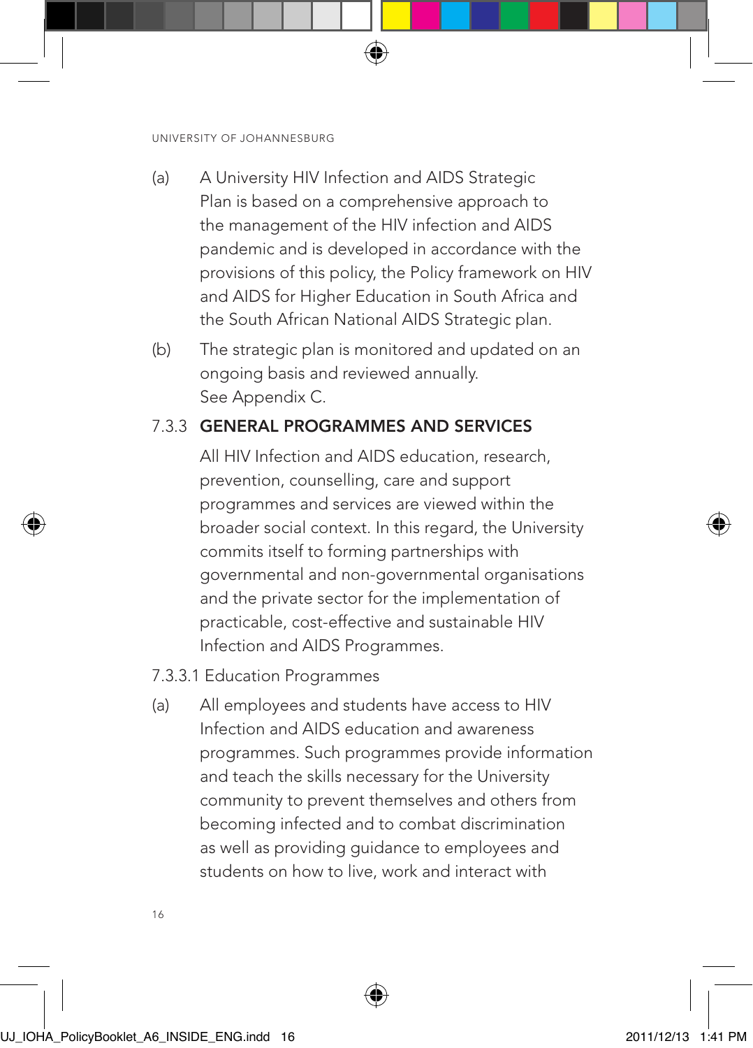(a) A University HIV Infection and AIDS Strategic Plan is based on a comprehensive approach to the management of the HIV infection and AIDS pandemic and is developed in accordance with the provisions of this policy, the Policy framework on HIV and AIDS for Higher Education in South Africa and the South African National AIDS Strategic plan.

(b) The strategic plan is monitored and updated on an ongoing basis and reviewed annually. See Appendix C.

### 7.3.3 GENERAL PROGRAMMES AND SERVICES

All HIV Infection and AIDS education, research, prevention, counselling, care and support programmes and services are viewed within the broader social context. In this regard, the University commits itself to forming partnerships with governmental and non-governmental organisations and the private sector for the implementation of practicable, cost-effective and sustainable HIV Infection and AIDS Programmes.

7.3.3.1 Education Programmes

(a) All employees and students have access to HIV Infection and AIDS education and awareness programmes. Such programmes provide information and teach the skills necessary for the University community to prevent themselves and others from becoming infected and to combat discrimination as well as providing guidance to employees and students on how to live, work and interact with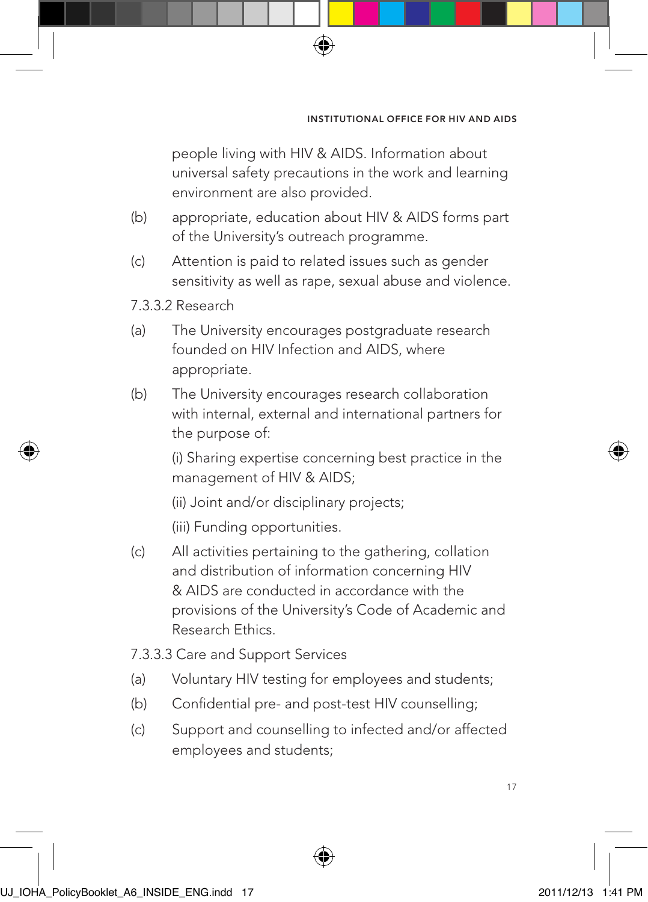people living with HIV & AIDS. Information about universal safety precautions in the work and learning environment are also provided.

(b) appropriate, education about HIV & AIDS forms part of the University's outreach programme.

(c) Attention is paid to related issues such as gender sensitivity as well as rape, sexual abuse and violence.

7.3.3.2 Research

(a) The University encourages postgraduate research founded on HIV Infection and AIDS, where appropriate.

(b) The University encourages research collaboration with internal, external and international partners for the purpose of:

(i) Sharing expertise concerning best practice in the management of HIV & AIDS;

(ii) Joint and/or disciplinary projects;

(iii) Funding opportunities.

(c) All activities pertaining to the gathering, collation and distribution of information concerning HIV & AIDS are conducted in accordance with the provisions of the University's Code of Academic and Research Ethics.

7.3.3.3 Care and Support Services

(a) Voluntary HIV testing for employees and students;

(b) Confidential pre- and post-test HIV counselling;

(c) Support and counselling to infected and/or affected employees and students;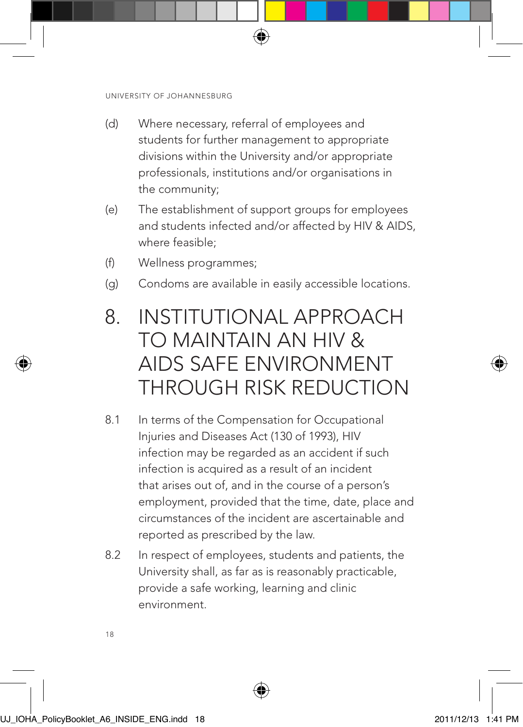(d) Where necessary, referral of employees and students for further management to appropriate divisions within the University and/or appropriate professionals, institutions and/or organisations in the community;

(e) The establishment of support groups for employees and students infected and/or affected by HIV & AIDS, where feasible;

(f) Wellness programmes;

(g) Condoms are available in easily accessible locations.

# 8. INSTITUTIONAL APPROACH TO MAINTAIN AN HIV & AIDS SAFE ENVIRONMENT THROUGH RISK REDUCTION

8.1 In terms of the Compensation for Occupational Injuries and Diseases Act (130 of 1993), HIV infection may be regarded as an accident if such infection is acquired as a result of an incident that arises out of, and in the course of a person's employment, provided that the time, date, place and circumstances of the incident are ascertainable and reported as prescribed by the law.

8.2 In respect of employees, students and patients, the University shall, as far as is reasonably practicable, provide a safe working, learning and clinic environment.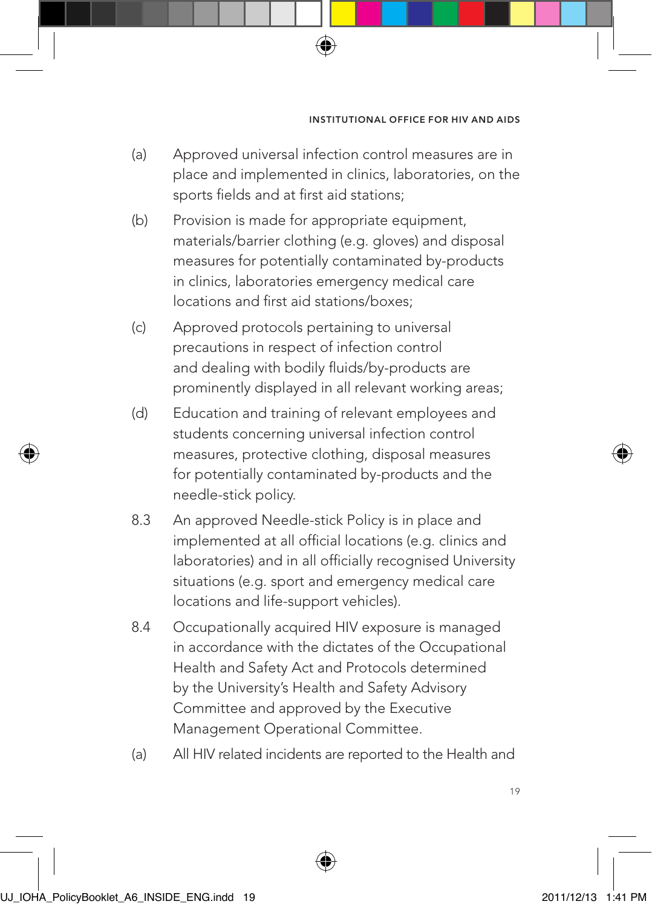(a) Approved universal infection control measures are in place and implemented in clinics, laboratories, on the sports fields and at first aid stations;

(b) Provision is made for appropriate equipment, materials/barrier clothing (e.g. gloves) and disposal measures for potentially contaminated by-products in clinics, laboratories emergency medical care locations and first aid stations/boxes;

(c) Approved protocols pertaining to universal precautions in respect of infection control and dealing with bodily fluids/by-products are prominently displayed in all relevant working areas;

(d) Education and training of relevant employees and students concerning universal infection control measures, protective clothing, disposal measures for potentially contaminated by-products and the needle-stick policy.

8.3 An approved Needle-stick Policy is in place and implemented at all official locations (e.g. clinics and laboratories) and in all officially recognised University situations (e.g. sport and emergency medical care locations and life-support vehicles).

8.4 Occupationally acquired HIV exposure is managed in accordance with the dictates of the Occupational Health and Safety Act and Protocols determined by the University's Health and Safety Advisory Committee and approved by the Executive Management Operational Committee.

(a) All HIV related incidents are reported to the Health and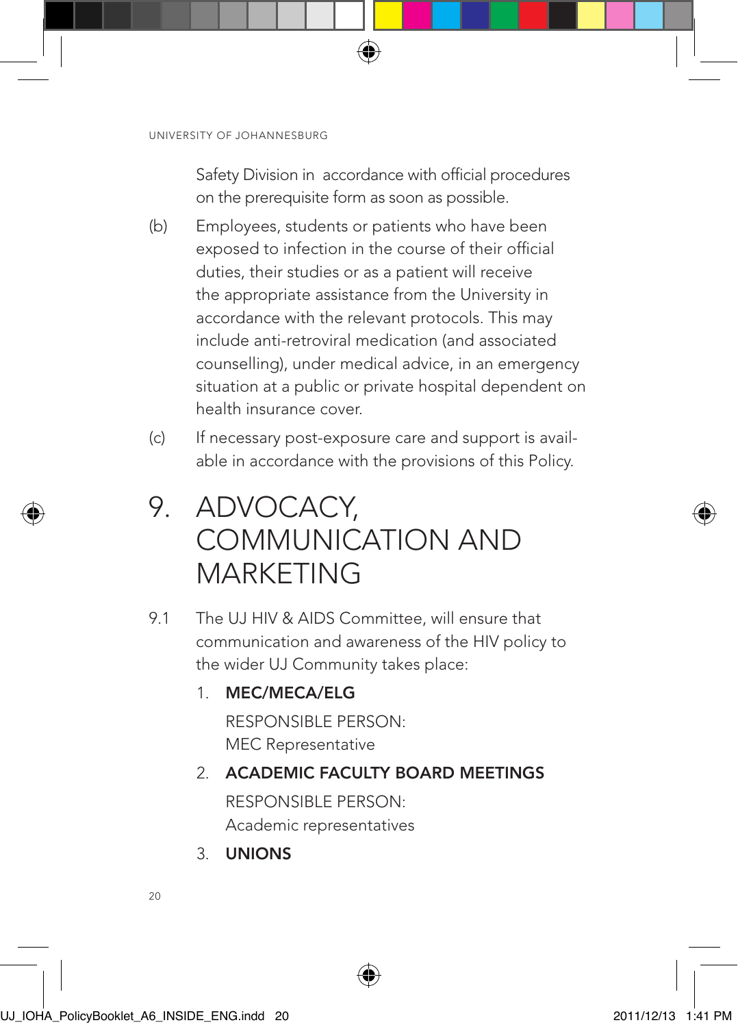Safety Division in accordance with official procedures on the prerequisite form as soon as possible.

(b) Employees, students or patients who have been exposed to infection in the course of their official duties, their studies or as a patient will receive the appropriate assistance from the University in accordance with the relevant protocols. This may include anti-retroviral medication (and associated counselling), under medical advice, in an emergency situation at a public or private hospital dependent on health insurance cover.

(c) If necessary post-exposure care and support is available in accordance with the provisions of this Policy.

# 9. ADVOCACY, COMMUNICATION AND MARKETING

9.1 The UJ HIV & AIDS Committee, will ensure that communication and awareness of the HIV policy to the wider UJ Community takes place:

1. **MEC/MECA/ELG**

   RESPONSIBLE PERSON:
   MEC Representative

2. **ACADEMIC FACULTY BOARD MEETINGS**

   RESPONSIBLE PERSON:
   Academic representatives

3. **UNIONS**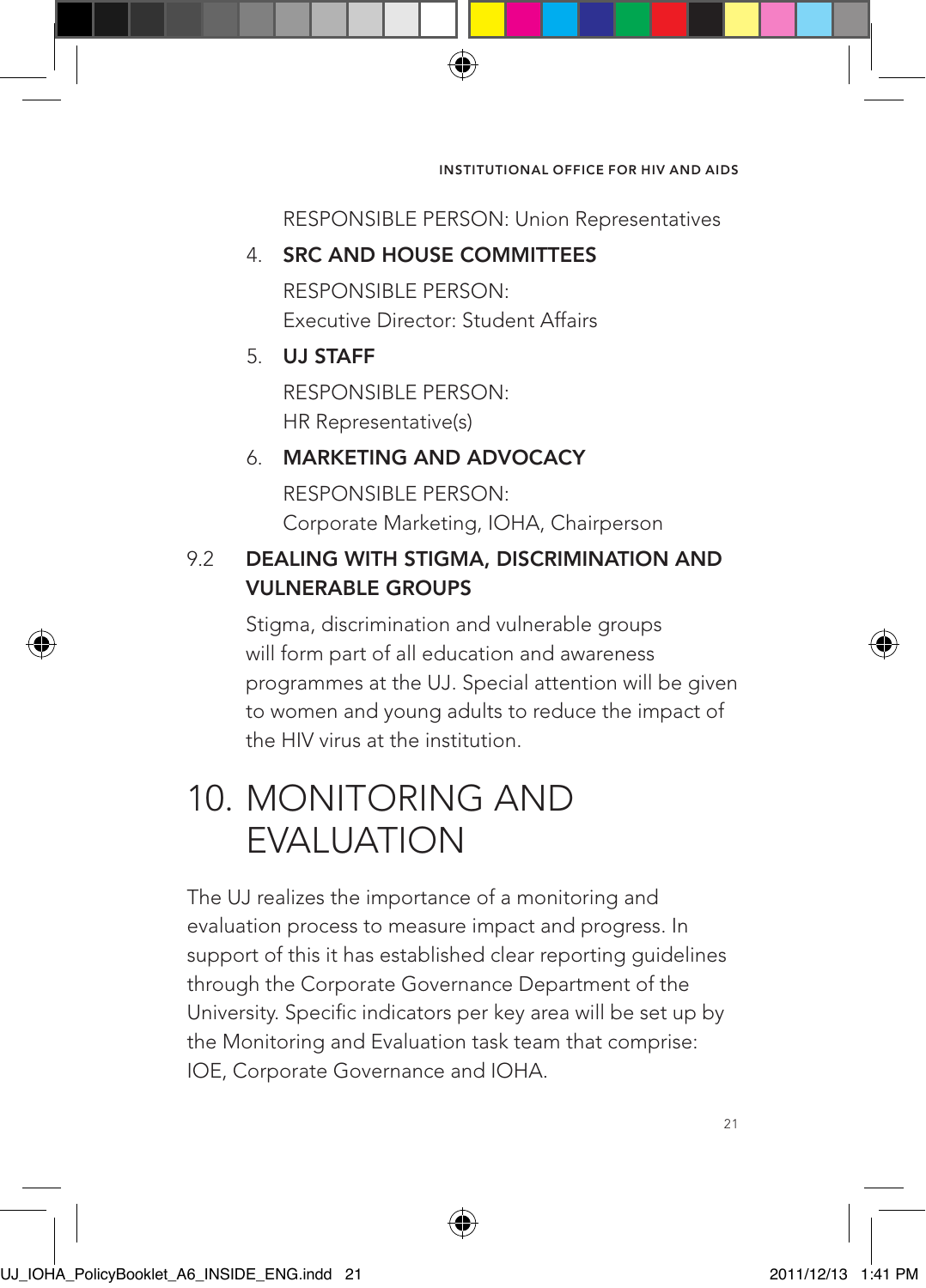RESPONSIBLE PERSON: Union Representatives

4. **SRC AND HOUSE COMMITTEES**

   RESPONSIBLE PERSON:
   Executive Director: Student Affairs

5. **UJ STAFF**

   RESPONSIBLE PERSON:
   HR Representative(s)

6. **MARKETING AND ADVOCACY**

   RESPONSIBLE PERSON:
   Corporate Marketing, IOHA, Chairperson

### 9.2 DEALING WITH STIGMA, DISCRIMINATION AND VULNERABLE GROUPS

Stigma, discrimination and vulnerable groups will form part of all education and awareness programmes at the UJ. Special attention will be given to women and young adults to reduce the impact of the HIV virus at the institution.

# 10. MONITORING AND EVALUATION

The UJ realizes the importance of a monitoring and evaluation process to measure impact and progress. In support of this it has established clear reporting guidelines through the Corporate Governance Department of the University. Specific indicators per key area will be set up by the Monitoring and Evaluation task team that comprise: IOE, Corporate Governance and IOHA.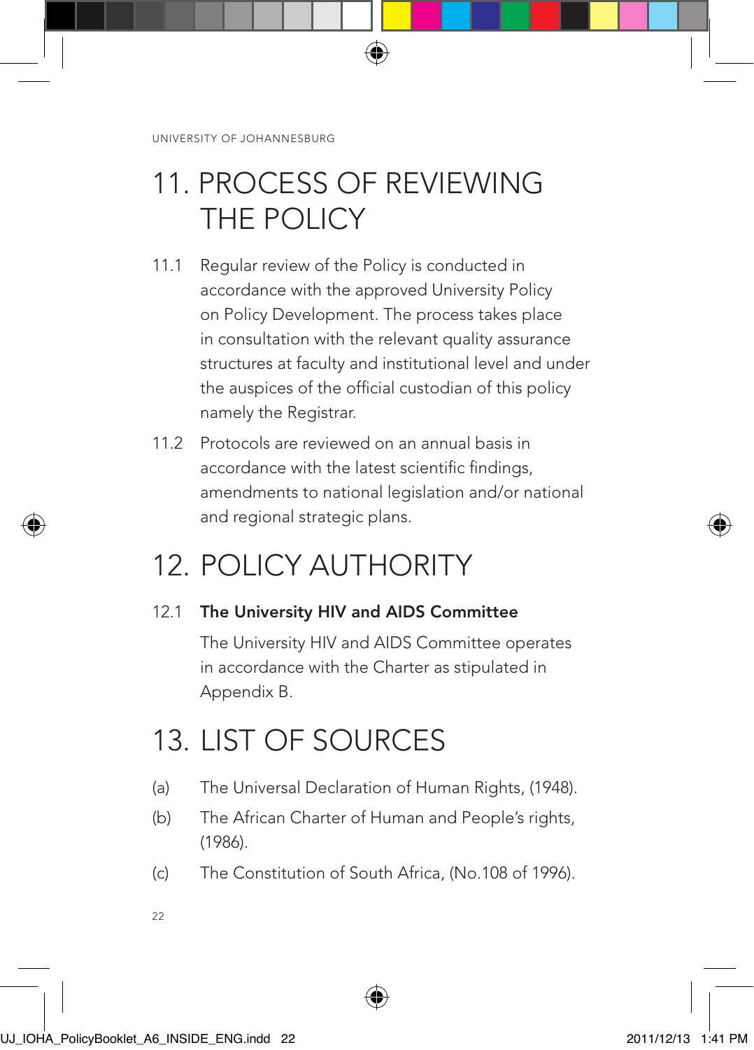# 11. PROCESS OF REVIEWING THE POLICY

11.1 Regular review of the Policy is conducted in accordance with the approved University Policy on Policy Development. The process takes place in consultation with the relevant quality assurance structures at faculty and institutional level and under the auspices of the official custodian of this policy namely the Registrar.

11.2 Protocols are reviewed on an annual basis in accordance with the latest scientific findings, amendments to national legislation and/or national and regional strategic plans.

# 12. POLICY AUTHORITY

12.1 **The University HIV and AIDS Committee**

The University HIV and AIDS Committee operates in accordance with the Charter as stipulated in Appendix B.

# 13. LIST OF SOURCES

(a) The Universal Declaration of Human Rights, (1948).

(b) The African Charter of Human and People's rights, (1986).

(c) The Constitution of South Africa, (No.108 of 1996).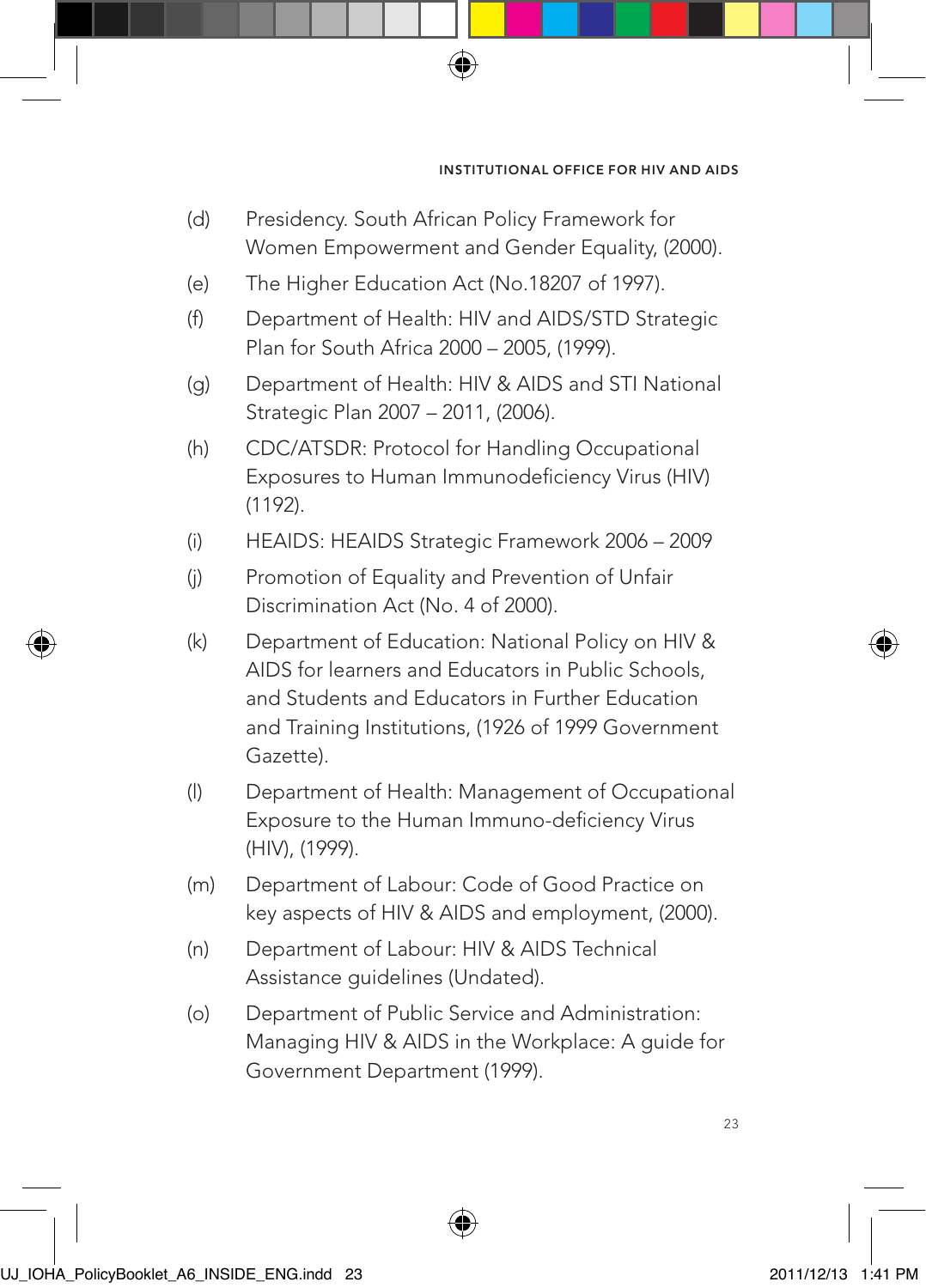(d) Presidency. South African Policy Framework for Women Empowerment and Gender Equality, (2000).

(e) The Higher Education Act (No.18207 of 1997).

(f) Department of Health: HIV and AIDS/STD Strategic Plan for South Africa 2000 – 2005, (1999).

(g) Department of Health: HIV & AIDS and STI National Strategic Plan 2007 – 2011, (2006).

(h) CDC/ATSDR: Protocol for Handling Occupational Exposures to Human Immunodeficiency Virus (HIV) (1192).

(i) HEAIDS: HEAIDS Strategic Framework 2006 – 2009

(j) Promotion of Equality and Prevention of Unfair Discrimination Act (No. 4 of 2000).

(k) Department of Education: National Policy on HIV & AIDS for learners and Educators in Public Schools, and Students and Educators in Further Education and Training Institutions, (1926 of 1999 Government Gazette).

(l) Department of Health: Management of Occupational Exposure to the Human Immuno-deficiency Virus (HIV), (1999).

(m) Department of Labour: Code of Good Practice on key aspects of HIV & AIDS and employment, (2000).

(n) Department of Labour: HIV & AIDS Technical Assistance guidelines (Undated).

(o) Department of Public Service and Administration: Managing HIV & AIDS in the Workplace: A guide for Government Department (1999).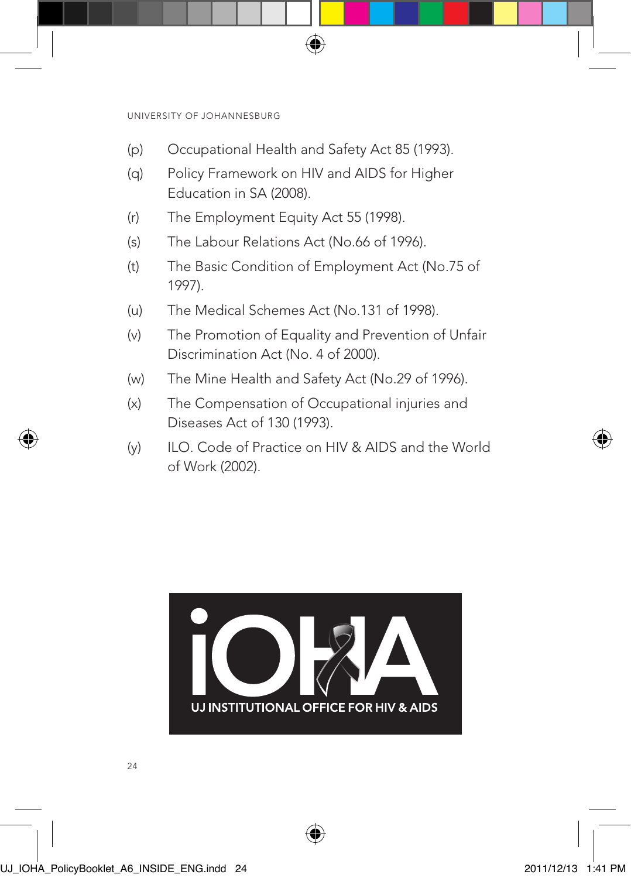(p) Occupational Health and Safety Act 85 (1993).

(q) Policy Framework on HIV and AIDS for Higher Education in SA (2008).

(r) The Employment Equity Act 55 (1998).

(s) The Labour Relations Act (No.66 of 1996).

(t) The Basic Condition of Employment Act (No.75 of 1997).

(u) The Medical Schemes Act (No.131 of 1998).

(v) The Promotion of Equality and Prevention of Unfair Discrimination Act (No. 4 of 2000).

(w) The Mine Health and Safety Act (No.29 of 1996).

(x) The Compensation of Occupational injuries and Diseases Act of 130 (1993).

(y) ILO. Code of Practice on HIV & AIDS and the World of Work (2002).

iOHA

UJ INSTITUTIONAL OFFICE FOR HIV & AIDS